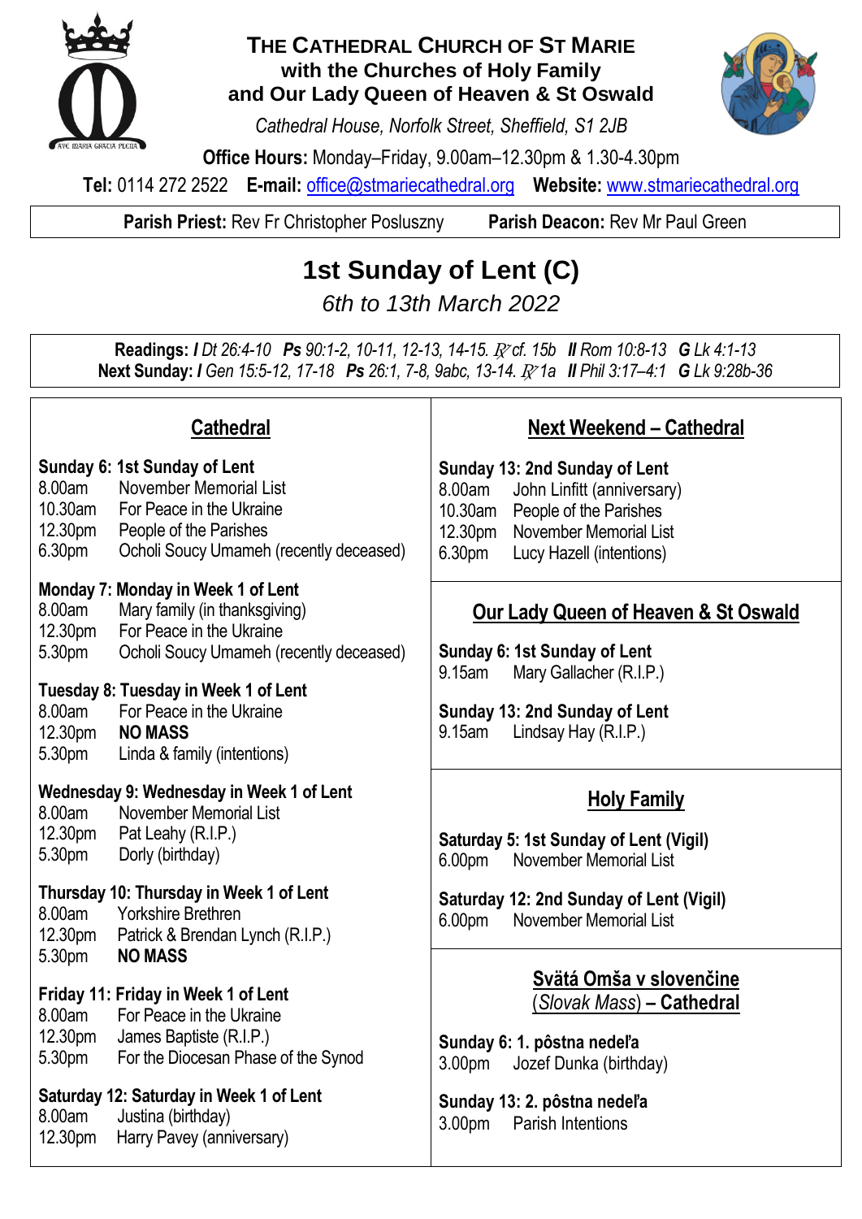# THE CATHEDRAL CHURCH OF ST MARIE
## with the Churches of Holy Family and Our Lady Queen of Heaven & St Oswald

*Cathedral House, Norfolk Street, Sheffield, S1 2JB*

**Office Hours:** Monday–Friday, 9.00am–12.30pm & 1.30-4.30pm

**Tel:** 0114 272 2522 **E-mail:** office@stmariecathedral.org **Website:** www.stmariecathedral.org

**Parish Priest:** Rev Fr Christopher Posluszny **Parish Deacon:** Rev Mr Paul Green

# 1st Sunday of Lent (C)

*6th to 13th March 2022*

**Readings:** ***I*** *Dt 26:4-10* **Ps** *90:1-2, 10-11, 12-13, 14-15. ℟ cf. 15b* ***II*** *Rom 10:8-13* **G** *Lk 4:1-13*
**Next Sunday:** ***I*** *Gen 15:5-12, 17-18* **Ps** *26:1, 7-8, 9abc, 13-14. ℟ 1a* ***II*** *Phil 3:17–4:1* **G** *Lk 9:28b-36*

## Cathedral

**Sunday 6: 1st Sunday of Lent**
8.00am November Memorial List
10.30am For Peace in the Ukraine
12.30pm People of the Parishes
6.30pm Ocholi Soucy Umameh (recently deceased)

**Monday 7: Monday in Week 1 of Lent**
8.00am Mary family (in thanksgiving)
12.30pm For Peace in the Ukraine
5.30pm Ocholi Soucy Umameh (recently deceased)

**Tuesday 8: Tuesday in Week 1 of Lent**
8.00am For Peace in the Ukraine
12.30pm **NO MASS**
5.30pm Linda & family (intentions)

**Wednesday 9: Wednesday in Week 1 of Lent**
8.00am November Memorial List
12.30pm Pat Leahy (R.I.P.)
5.30pm Dorly (birthday)

**Thursday 10: Thursday in Week 1 of Lent**
8.00am Yorkshire Brethren
12.30pm Patrick & Brendan Lynch (R.I.P.)
5.30pm **NO MASS**

**Friday 11: Friday in Week 1 of Lent**
8.00am For Peace in the Ukraine
12.30pm James Baptiste (R.I.P.)
5.30pm For the Diocesan Phase of the Synod

**Saturday 12: Saturday in Week 1 of Lent**
8.00am Justina (birthday)
12.30pm Harry Pavey (anniversary)

## Next Weekend – Cathedral

**Sunday 13: 2nd Sunday of Lent**
8.00am John Linfitt (anniversary)
10.30am People of the Parishes
12.30pm November Memorial List
6.30pm Lucy Hazell (intentions)

## Our Lady Queen of Heaven & St Oswald

**Sunday 6: 1st Sunday of Lent**
9.15am Mary Gallacher (R.I.P.)

**Sunday 13: 2nd Sunday of Lent**
9.15am Lindsay Hay (R.I.P.)

## Holy Family

**Saturday 5: 1st Sunday of Lent (Vigil)**
6.00pm November Memorial List

**Saturday 12: 2nd Sunday of Lent (Vigil)**
6.00pm November Memorial List

## Svätá Omša v slovenčine (*Slovak Mass*) – Cathedral

**Sunday 6: 1. pôstna nedeľa**
3.00pm Jozef Dunka (birthday)

**Sunday 13: 2. pôstna nedeľa**
3.00pm Parish Intentions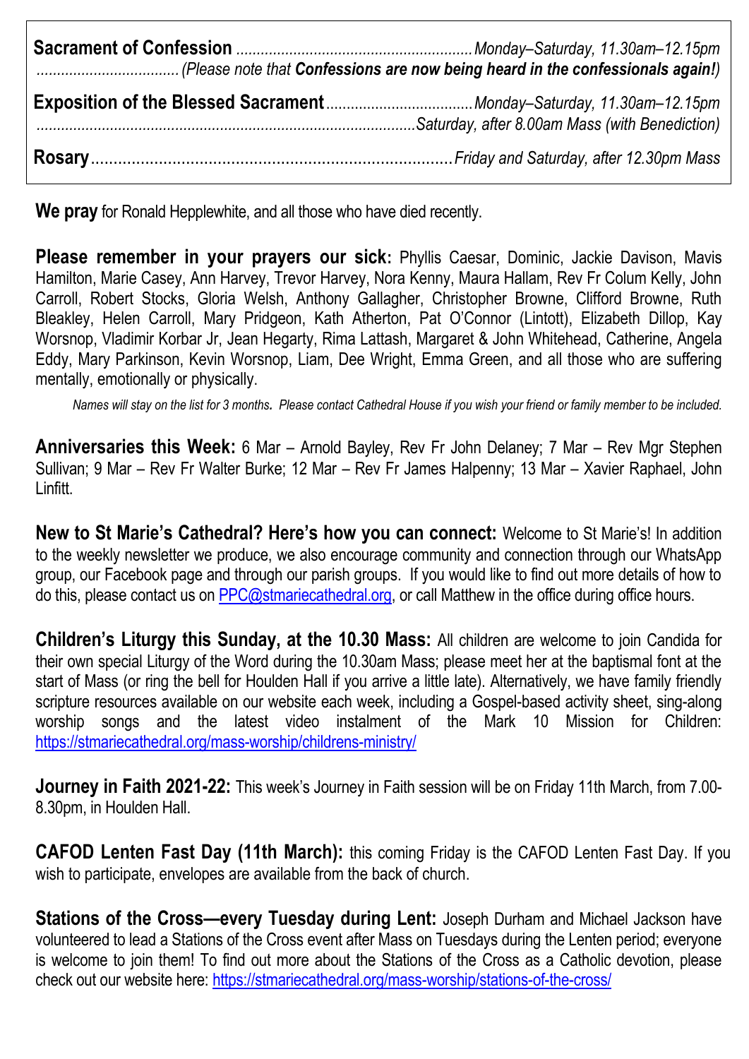| | |
|---|---|
| **Sacrament of Confession** | *Monday–Saturday, 11.30am–12.15pm* |
| | *(Please note that **Confessions are now being heard in the confessionals again!**)* |
| **Exposition of the Blessed Sacrament** | *Monday–Saturday, 11.30am–12.15pm* |
| | *Saturday, after 8.00am Mass (with Benediction)* |
| **Rosary** | *Friday and Saturday, after 12.30pm Mass* |

**We pray** for Ronald Hepplewhite, and all those who have died recently.

**Please remember in your prayers our sick:** Phyllis Caesar, Dominic, Jackie Davison, Mavis Hamilton, Marie Casey, Ann Harvey, Trevor Harvey, Nora Kenny, Maura Hallam, Rev Fr Colum Kelly, John Carroll, Robert Stocks, Gloria Welsh, Anthony Gallagher, Christopher Browne, Clifford Browne, Ruth Bleakley, Helen Carroll, Mary Pridgeon, Kath Atherton, Pat O'Connor (Lintott), Elizabeth Dillop, Kay Worsnop, Vladimir Korbar Jr, Jean Hegarty, Rima Lattash, Margaret & John Whitehead, Catherine, Angela Eddy, Mary Parkinson, Kevin Worsnop, Liam, Dee Wright, Emma Green, and all those who are suffering mentally, emotionally or physically.

*Names will stay on the list for 3 months. Please contact Cathedral House if you wish your friend or family member to be included.*

**Anniversaries this Week:** 6 Mar – Arnold Bayley, Rev Fr John Delaney; 7 Mar – Rev Mgr Stephen Sullivan; 9 Mar – Rev Fr Walter Burke; 12 Mar – Rev Fr James Halpenny; 13 Mar – Xavier Raphael, John Linfitt.

**New to St Marie's Cathedral? Here's how you can connect:** Welcome to St Marie's! In addition to the weekly newsletter we produce, we also encourage community and connection through our WhatsApp group, our Facebook page and through our parish groups. If you would like to find out more details of how to do this, please contact us on PPC@stmariecathedral.org, or call Matthew in the office during office hours.

**Children's Liturgy this Sunday, at the 10.30 Mass:** All children are welcome to join Candida for their own special Liturgy of the Word during the 10.30am Mass; please meet her at the baptismal font at the start of Mass (or ring the bell for Houlden Hall if you arrive a little late). Alternatively, we have family friendly scripture resources available on our website each week, including a Gospel-based activity sheet, sing-along worship songs and the latest video instalment of the Mark 10 Mission for Children: https://stmariecathedral.org/mass-worship/childrens-ministry/

**Journey in Faith 2021-22:** This week's Journey in Faith session will be on Friday 11th March, from 7.00-8.30pm, in Houlden Hall.

**CAFOD Lenten Fast Day (11th March):** this coming Friday is the CAFOD Lenten Fast Day. If you wish to participate, envelopes are available from the back of church.

**Stations of the Cross—every Tuesday during Lent:** Joseph Durham and Michael Jackson have volunteered to lead a Stations of the Cross event after Mass on Tuesdays during the Lenten period; everyone is welcome to join them! To find out more about the Stations of the Cross as a Catholic devotion, please check out our website here: https://stmariecathedral.org/mass-worship/stations-of-the-cross/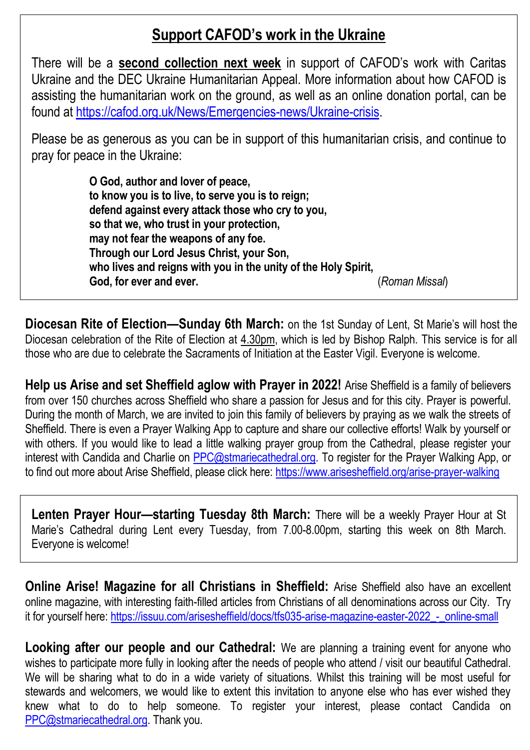## Support CAFOD's work in the Ukraine

There will be a **second collection next week** in support of CAFOD's work with Caritas Ukraine and the DEC Ukraine Humanitarian Appeal. More information about how CAFOD is assisting the humanitarian work on the ground, as well as an online donation portal, can be found at https://cafod.org.uk/News/Emergencies-news/Ukraine-crisis.

Please be as generous as you can be in support of this humanitarian crisis, and continue to pray for peace in the Ukraine:

> **O God, author and lover of peace,**
> **to know you is to live, to serve you is to reign;**
> **defend against every attack those who cry to you,**
> **so that we, who trust in your protection,**
> **may not fear the weapons of any foe.**
> **Through our Lord Jesus Christ, your Son,**
> **who lives and reigns with you in the unity of the Holy Spirit,**
> **God, for ever and ever.** (*Roman Missal*)

**Diocesan Rite of Election—Sunday 6th March:** on the 1st Sunday of Lent, St Marie's will host the Diocesan celebration of the Rite of Election at 4.30pm, which is led by Bishop Ralph. This service is for all those who are due to celebrate the Sacraments of Initiation at the Easter Vigil. Everyone is welcome.

**Help us Arise and set Sheffield aglow with Prayer in 2022!** Arise Sheffield is a family of believers from over 150 churches across Sheffield who share a passion for Jesus and for this city. Prayer is powerful. During the month of March, we are invited to join this family of believers by praying as we walk the streets of Sheffield. There is even a Prayer Walking App to capture and share our collective efforts! Walk by yourself or with others. If you would like to lead a little walking prayer group from the Cathedral, please register your interest with Candida and Charlie on PPC@stmariecathedral.org. To register for the Prayer Walking App, or to find out more about Arise Sheffield, please click here: https://www.arisesheffield.org/arise-prayer-walking

**Lenten Prayer Hour—starting Tuesday 8th March:** There will be a weekly Prayer Hour at St Marie's Cathedral during Lent every Tuesday, from 7.00-8.00pm, starting this week on 8th March. Everyone is welcome!

**Online Arise! Magazine for all Christians in Sheffield:** Arise Sheffield also have an excellent online magazine, with interesting faith-filled articles from Christians of all denominations across our City. Try it for yourself here: https://issuu.com/arisesheffield/docs/tfs035-arise-magazine-easter-2022_-_online-small

**Looking after our people and our Cathedral:** We are planning a training event for anyone who wishes to participate more fully in looking after the needs of people who attend / visit our beautiful Cathedral. We will be sharing what to do in a wide variety of situations. Whilst this training will be most useful for stewards and welcomers, we would like to extent this invitation to anyone else who has ever wished they knew what to do to help someone. To register your interest, please contact Candida on PPC@stmariecathedral.org. Thank you.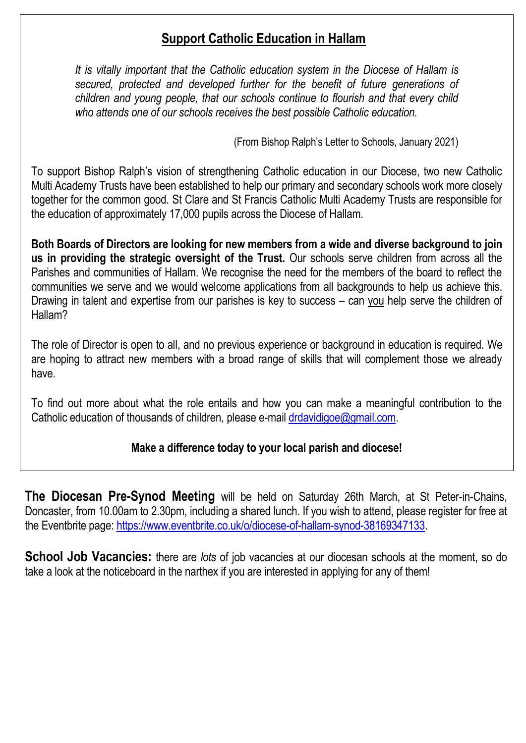## Support Catholic Education in Hallam

*It is vitally important that the Catholic education system in the Diocese of Hallam is secured, protected and developed further for the benefit of future generations of children and young people, that our schools continue to flourish and that every child who attends one of our schools receives the best possible Catholic education.*

(From Bishop Ralph's Letter to Schools, January 2021)

To support Bishop Ralph's vision of strengthening Catholic education in our Diocese, two new Catholic Multi Academy Trusts have been established to help our primary and secondary schools work more closely together for the common good. St Clare and St Francis Catholic Multi Academy Trusts are responsible for the education of approximately 17,000 pupils across the Diocese of Hallam.

**Both Boards of Directors are looking for new members from a wide and diverse background to join us in providing the strategic oversight of the Trust.** Our schools serve children from across all the Parishes and communities of Hallam. We recognise the need for the members of the board to reflect the communities we serve and we would welcome applications from all backgrounds to help us achieve this. Drawing in talent and expertise from our parishes is key to success – can you help serve the children of Hallam?

The role of Director is open to all, and no previous experience or background in education is required. We are hoping to attract new members with a broad range of skills that will complement those we already have.

To find out more about what the role entails and how you can make a meaningful contribution to the Catholic education of thousands of children, please e-mail drdavidigoe@gmail.com.

**Make a difference today to your local parish and diocese!**

**The Diocesan Pre-Synod Meeting** will be held on Saturday 26th March, at St Peter-in-Chains, Doncaster, from 10.00am to 2.30pm, including a shared lunch. If you wish to attend, please register for free at the Eventbrite page: https://www.eventbrite.co.uk/o/diocese-of-hallam-synod-38169347133.

**School Job Vacancies:** there are *lots* of job vacancies at our diocesan schools at the moment, so do take a look at the noticeboard in the narthex if you are interested in applying for any of them!